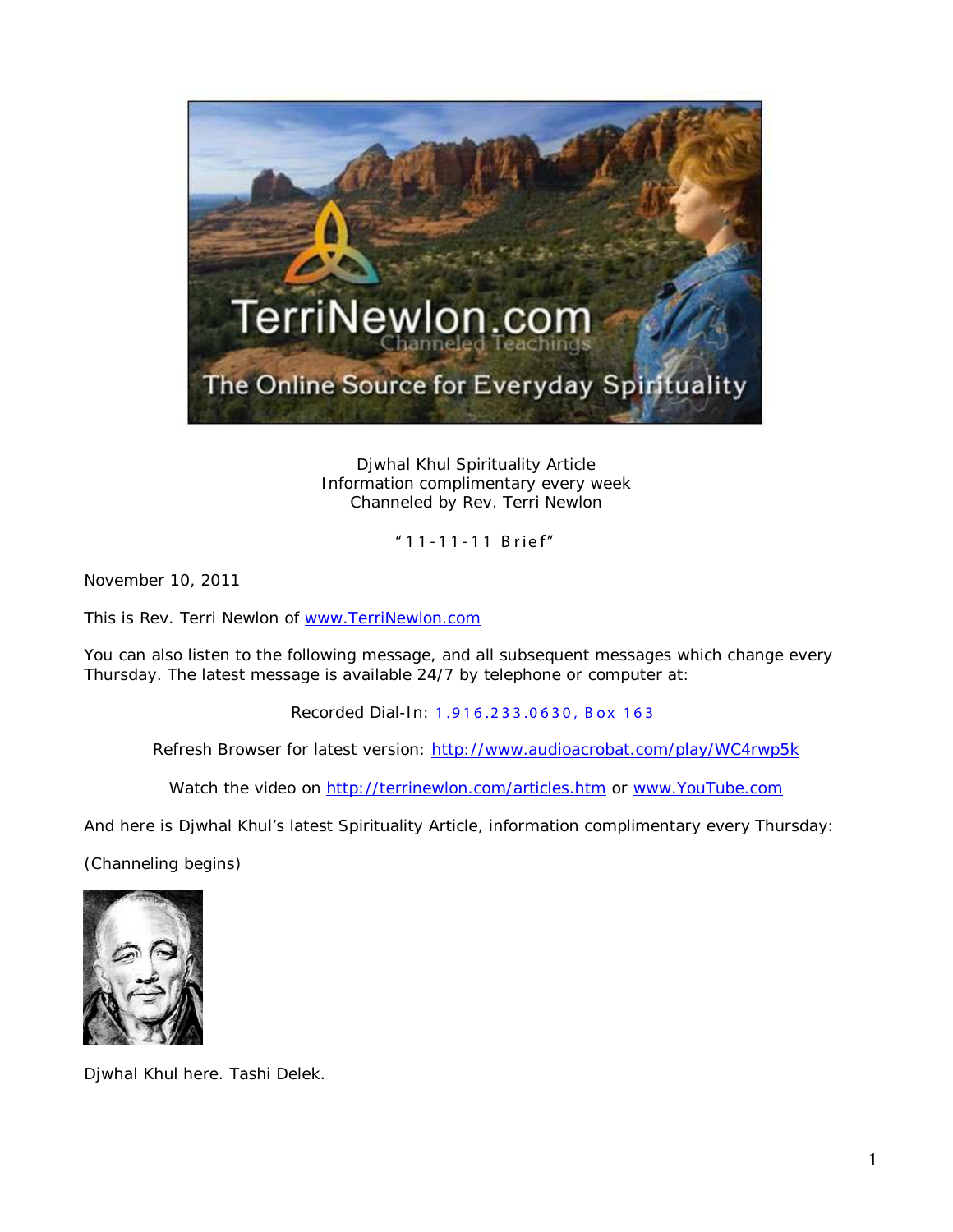Djwhal Khul Spirituality Article
Information complimentary every week
Channeled by Rev. Terri Newlon

"11-11-11 Brief"

November 10, 2011

This is Rev. Terri Newlon of www.TerriNewlon.com

You can also listen to the following message, and all subsequent messages which change every Thursday. The latest message is available 24/7 by telephone or computer at:

Recorded Dial-In: 1.916.233.0630, Box 163

Refresh Browser for latest version: http://www.audioacrobat.com/play/WC4rwp5k

Watch the video on http://terrinewlon.com/articles.htm or www.YouTube.com

And here is Djwhal Khul's latest Spirituality Article, information complimentary every Thursday:

(Channeling begins)

Djwhal Khul here. Tashi Delek.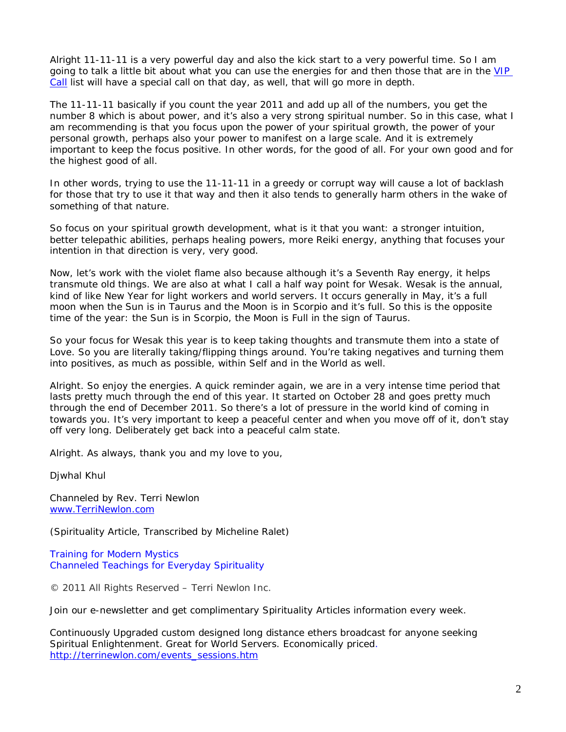Alright 11-11-11 is a very powerful day and also the kick start to a very powerful time. So I am going to talk a little bit about what you can use the energies for and then those that are in the VIP Call list will have a special call on that day, as well, that will go more in depth.

The 11-11-11 basically if you count the year 2011 and add up all of the numbers, you get the number 8 which is about power, and it's also a very strong spiritual number. So in this case, what I am recommending is that you focus upon the power of your spiritual growth, the power of your personal growth, perhaps also your power to manifest on a large scale. And it is extremely important to keep the focus positive. In other words, for the good of all. For your own good and for the highest good of all.

In other words, trying to use the 11-11-11 in a greedy or corrupt way will cause a lot of backlash for those that try to use it that way and then it also tends to generally harm others in the wake of something of that nature.

So focus on your spiritual growth development, what is it that you want: a stronger intuition, better telepathic abilities, perhaps healing powers, more Reiki energy, anything that focuses your intention in that direction is very, very good.

Now, let's work with the violet flame also because although it's a Seventh Ray energy, it helps transmute old things. We are also at what I call a half way point for Wesak. Wesak is the annual, kind of like New Year for light workers and world servers. It occurs generally in May, it's a full moon when the Sun is in Taurus and the Moon is in Scorpio and it's full. So this is the opposite time of the year: the Sun is in Scorpio, the Moon is Full in the sign of Taurus.

So your focus for Wesak this year is to keep taking thoughts and transmute them into a state of Love. So you are literally taking/flipping things around. You're taking negatives and turning them into positives, as much as possible, within Self and in the World as well.

Alright. So enjoy the energies. A quick reminder again, we are in a very intense time period that lasts pretty much through the end of this year. It started on October 28 and goes pretty much through the end of December 2011. So there's a lot of pressure in the world kind of coming in towards you. It's very important to keep a peaceful center and when you move off of it, don't stay off very long. Deliberately get back into a peaceful calm state.

Alright. As always, thank you and my love to you,

Djwhal Khul

Channeled by Rev. Terri Newlon
www.TerriNewlon.com

*(Spirituality Article, Transcribed by Micheline Ralet)*

Training for Modern Mystics
Channeled Teachings for Everyday Spirituality

© 2011 All Rights Reserved – Terri Newlon Inc.

Join our e-newsletter and get complimentary Spirituality Articles information every week.

Continuously Upgraded custom designed long distance ethers broadcast for anyone seeking Spiritual Enlightenment. Great for World Servers. Economically priced.
http://terrinewlon.com/events_sessions.htm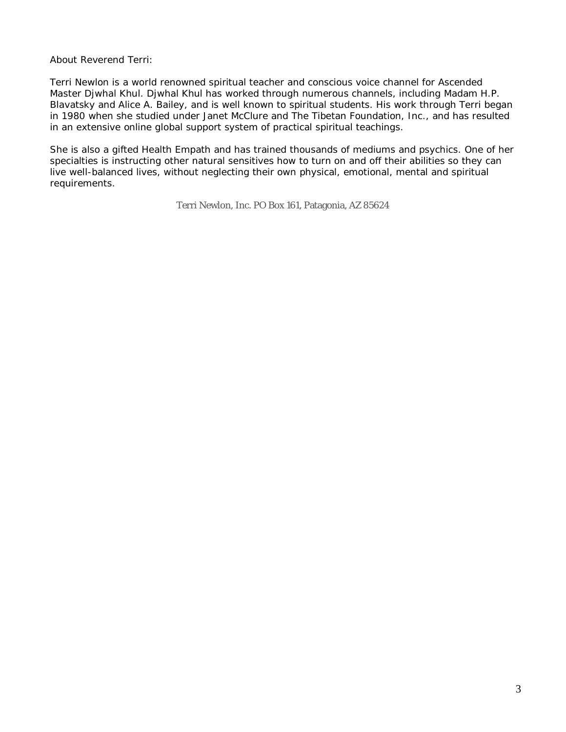About Reverend Terri:

Terri Newlon is a world renowned spiritual teacher and conscious voice channel for Ascended Master Djwhal Khul. Djwhal Khul has worked through numerous channels, including Madam H.P. Blavatsky and Alice A. Bailey, and is well known to spiritual students. His work through Terri began in 1980 when she studied under Janet McClure and The Tibetan Foundation, Inc., and has resulted in an extensive online global support system of practical spiritual teachings.

She is also a gifted Health Empath and has trained thousands of mediums and psychics. One of her specialties is instructing other natural sensitives how to turn on and off their abilities so they can live well-balanced lives, without neglecting their own physical, emotional, mental and spiritual requirements.

Terri Newlon, Inc. PO Box 161, Patagonia, AZ 85624